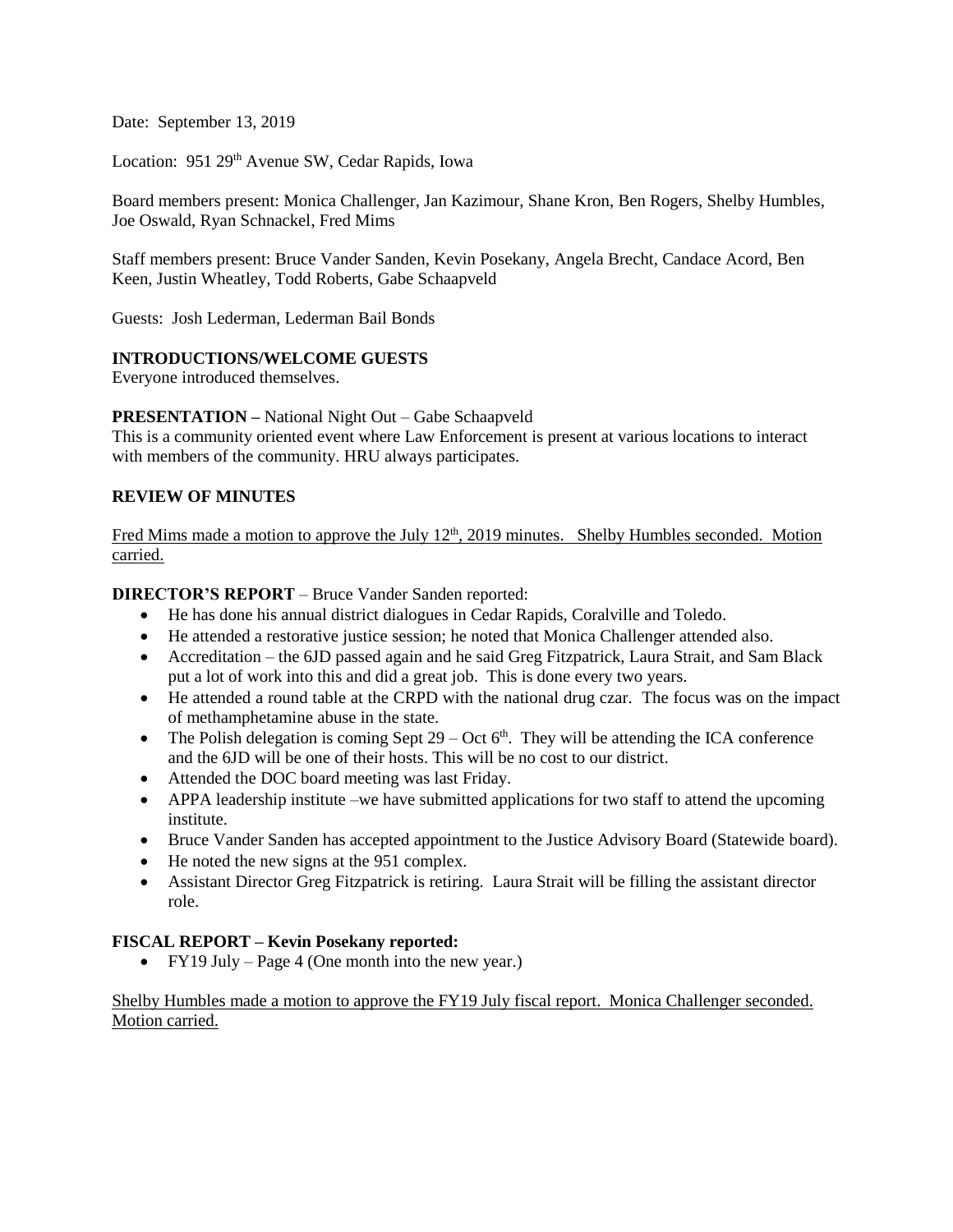Date: September 13, 2019

Location: 951 29th Avenue SW, Cedar Rapids, Iowa

Board members present: Monica Challenger, Jan Kazimour, Shane Kron, Ben Rogers, Shelby Humbles, Joe Oswald, Ryan Schnackel, Fred Mims

Staff members present: Bruce Vander Sanden, Kevin Posekany, Angela Brecht, Candace Acord, Ben Keen, Justin Wheatley, Todd Roberts, Gabe Schaapveld

Guests: Josh Lederman, Lederman Bail Bonds

**INTRODUCTIONS/WELCOME GUESTS**

Everyone introduced themselves.

**PRESENTATION –** National Night Out – Gabe Schaapveld

This is a community oriented event where Law Enforcement is present at various locations to interact with members of the community. HRU always participates.

**REVIEW OF MINUTES**

<u>Fred Mims made a motion to approve the July 12th, 2019 minutes. Shelby Humbles seconded. Motion carried.</u>

**DIRECTOR'S REPORT** – Bruce Vander Sanden reported:

- He has done his annual district dialogues in Cedar Rapids, Coralville and Toledo.
- He attended a restorative justice session; he noted that Monica Challenger attended also.
- Accreditation – the 6JD passed again and he said Greg Fitzpatrick, Laura Strait, and Sam Black put a lot of work into this and did a great job. This is done every two years.
- He attended a round table at the CRPD with the national drug czar. The focus was on the impact of methamphetamine abuse in the state.
- The Polish delegation is coming Sept 29 – Oct 6th. They will be attending the ICA conference and the 6JD will be one of their hosts. This will be no cost to our district.
- Attended the DOC board meeting was last Friday.
- APPA leadership institute –we have submitted applications for two staff to attend the upcoming institute.
- Bruce Vander Sanden has accepted appointment to the Justice Advisory Board (Statewide board).
- He noted the new signs at the 951 complex.
- Assistant Director Greg Fitzpatrick is retiring. Laura Strait will be filling the assistant director role.

**FISCAL REPORT – Kevin Posekany reported:**

- FY19 July – Page 4 (One month into the new year.)

<u>Shelby Humbles made a motion to approve the FY19 July fiscal report. Monica Challenger seconded. Motion carried.</u>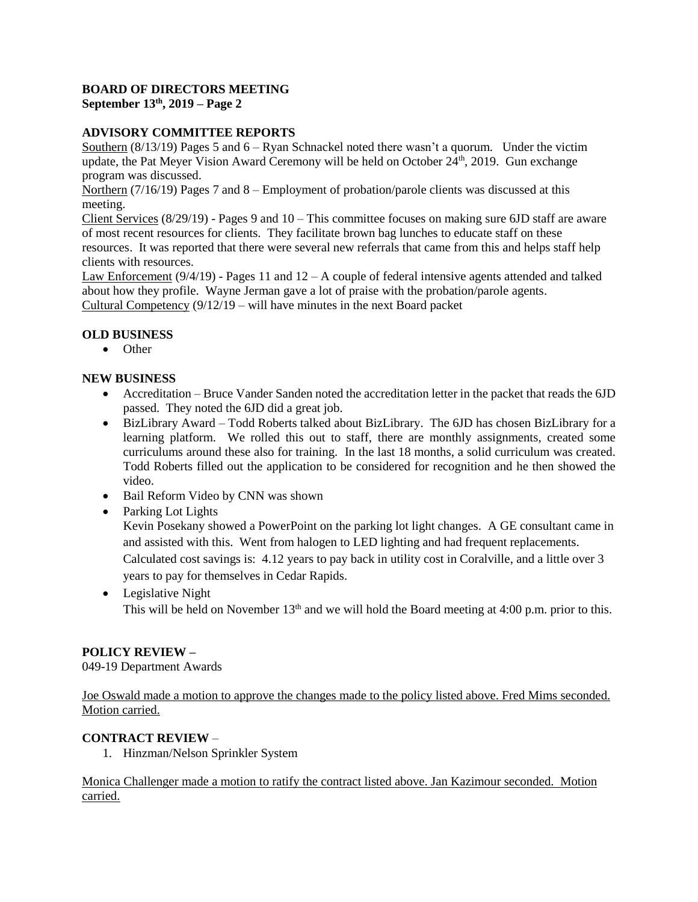**BOARD OF DIRECTORS MEETING**
**September 13th, 2019 – Page 2**

**ADVISORY COMMITTEE REPORTS**

Southern (8/13/19) Pages 5 and 6 – Ryan Schnackel noted there wasn't a quorum. Under the victim update, the Pat Meyer Vision Award Ceremony will be held on October 24th, 2019. Gun exchange program was discussed.

Northern (7/16/19) Pages 7 and 8 – Employment of probation/parole clients was discussed at this meeting.

Client Services (8/29/19) - Pages 9 and 10 – This committee focuses on making sure 6JD staff are aware of most recent resources for clients. They facilitate brown bag lunches to educate staff on these resources. It was reported that there were several new referrals that came from this and helps staff help clients with resources.

Law Enforcement (9/4/19) - Pages 11 and 12 – A couple of federal intensive agents attended and talked about how they profile. Wayne Jerman gave a lot of praise with the probation/parole agents.

Cultural Competency (9/12/19 – will have minutes in the next Board packet

**OLD BUSINESS**

- Other

**NEW BUSINESS**

- Accreditation – Bruce Vander Sanden noted the accreditation letter in the packet that reads the 6JD passed. They noted the 6JD did a great job.
- BizLibrary Award – Todd Roberts talked about BizLibrary. The 6JD has chosen BizLibrary for a learning platform. We rolled this out to staff, there are monthly assignments, created some curriculums around these also for training. In the last 18 months, a solid curriculum was created. Todd Roberts filled out the application to be considered for recognition and he then showed the video.
- Bail Reform Video by CNN was shown
- Parking Lot Lights
  Kevin Posekany showed a PowerPoint on the parking lot light changes. A GE consultant came in and assisted with this. Went from halogen to LED lighting and had frequent replacements. Calculated cost savings is: 4.12 years to pay back in utility cost in Coralville, and a little over 3 years to pay for themselves in Cedar Rapids.
- Legislative Night
  This will be held on November 13th and we will hold the Board meeting at 4:00 p.m. prior to this.

**POLICY REVIEW –**

049-19 Department Awards

Joe Oswald made a motion to approve the changes made to the policy listed above. Fred Mims seconded. Motion carried.

**CONTRACT REVIEW** –

1. Hinzman/Nelson Sprinkler System

Monica Challenger made a motion to ratify the contract listed above. Jan Kazimour seconded. Motion carried.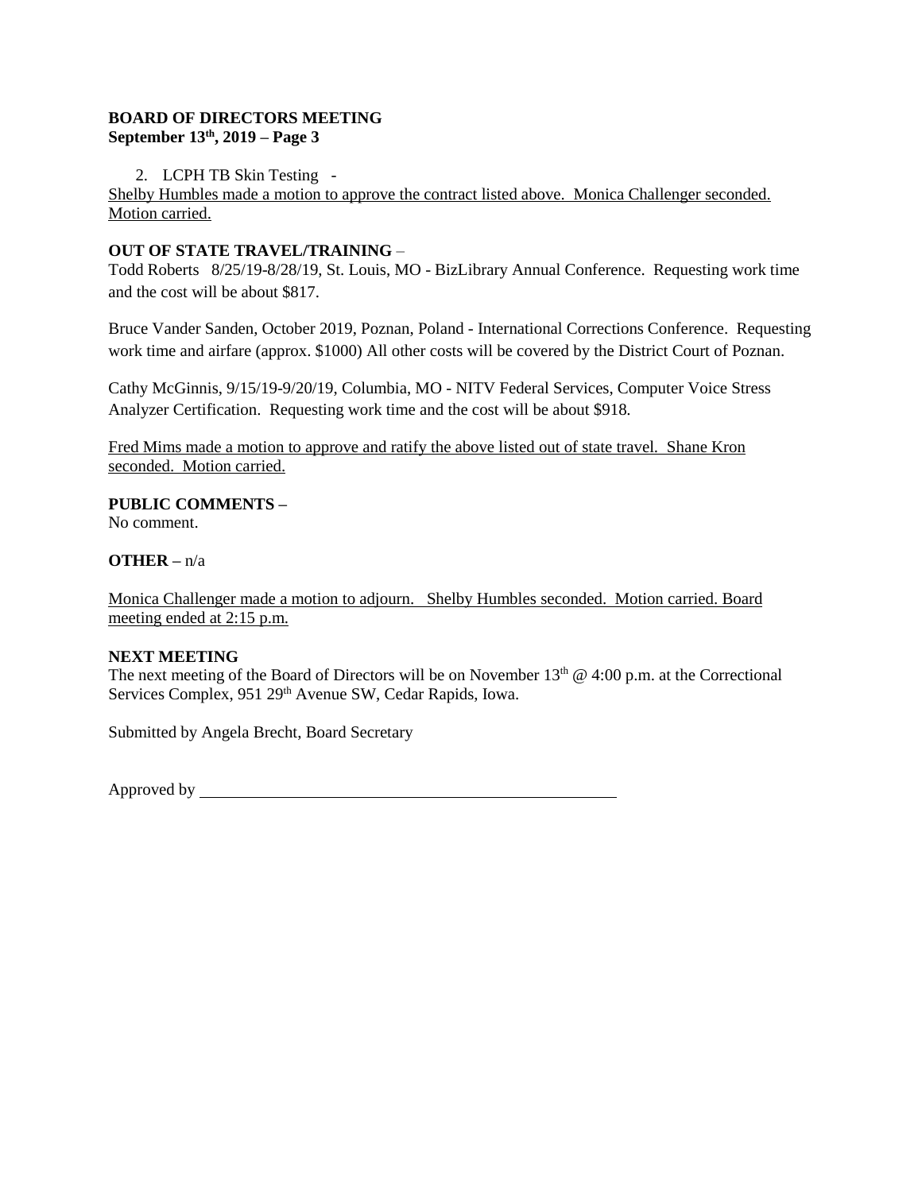**BOARD OF DIRECTORS MEETING**
**September 13th, 2019 – Page 3**

2. LCPH TB Skin Testing -

Shelby Humbles made a motion to approve the contract listed above. Monica Challenger seconded. Motion carried.

**OUT OF STATE TRAVEL/TRAINING** –

Todd Roberts 8/25/19-8/28/19, St. Louis, MO - BizLibrary Annual Conference. Requesting work time and the cost will be about $817.

Bruce Vander Sanden, October 2019, Poznan, Poland - International Corrections Conference. Requesting work time and airfare (approx. $1000) All other costs will be covered by the District Court of Poznan.

Cathy McGinnis, 9/15/19-9/20/19, Columbia, MO - NITV Federal Services, Computer Voice Stress Analyzer Certification. Requesting work time and the cost will be about $918.

Fred Mims made a motion to approve and ratify the above listed out of state travel. Shane Kron seconded. Motion carried.

**PUBLIC COMMENTS –**
No comment.

**OTHER –** n/a

Monica Challenger made a motion to adjourn. Shelby Humbles seconded. Motion carried. Board meeting ended at 2:15 p.m.

**NEXT MEETING**
The next meeting of the Board of Directors will be on November 13th @ 4:00 p.m. at the Correctional Services Complex, 951 29th Avenue SW, Cedar Rapids, Iowa.

Submitted by Angela Brecht, Board Secretary

Approved by ____________________________________________